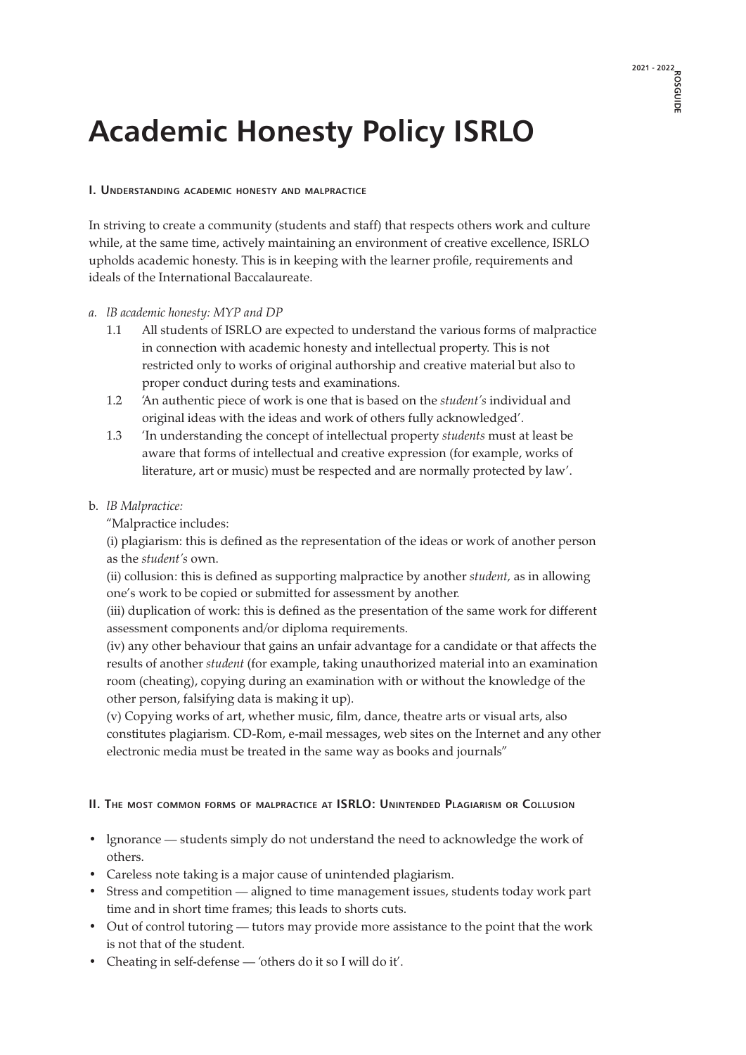# Academic Honesty Policy ISRLO

## I. Understanding academic honesty and malpractice

In striving to create a community (students and staff) that respects others work and culture while, at the same time, actively maintaining an environment of creative excellence, ISRLO upholds academic honesty. This is in keeping with the learner profile, requirements and ideals of the International Baccalaureate.

*a. lB academic honesty: MYP and DP*

1.1 All students of ISRLO are expected to understand the various forms of malpractice in connection with academic honesty and intellectual property. This is not restricted only to works of original authorship and creative material but also to proper conduct during tests and examinations.

1.2 'An authentic piece of work is one that is based on the *student's* individual and original ideas with the ideas and work of others fully acknowledged'.

1.3 'In understanding the concept of intellectual property *students* must at least be aware that forms of intellectual and creative expression (for example, works of literature, art or music) must be respected and are normally protected by law'.

b. *lB Malpractice:*

"Malpractice includes:

(i) plagiarism: this is defined as the representation of the ideas or work of another person as the *student's* own.

(ii) collusion: this is defined as supporting malpractice by another *student,* as in allowing one's work to be copied or submitted for assessment by another.

(iii) duplication of work: this is defined as the presentation of the same work for different assessment components and/or diploma requirements.

(iv) any other behaviour that gains an unfair advantage for a candidate or that affects the results of another *student* (for example, taking unauthorized material into an examination room (cheating), copying during an examination with or without the knowledge of the other person, falsifying data is making it up).

(v) Copying works of art, whether music, film, dance, theatre arts or visual arts, also constitutes plagiarism. CD-Rom, e-mail messages, web sites on the Internet and any other electronic media must be treated in the same way as books and journals"

## II. The most common forms of malpractice at ISRLO: Unintended Plagiarism or Collusion

- lgnorance — students simply do not understand the need to acknowledge the work of others.
- Careless note taking is a major cause of unintended plagiarism.
- Stress and competition — aligned to time management issues, students today work part time and in short time frames; this leads to shorts cuts.
- Out of control tutoring — tutors may provide more assistance to the point that the work is not that of the student.
- Cheating in self-defense — 'others do it so I will do it'.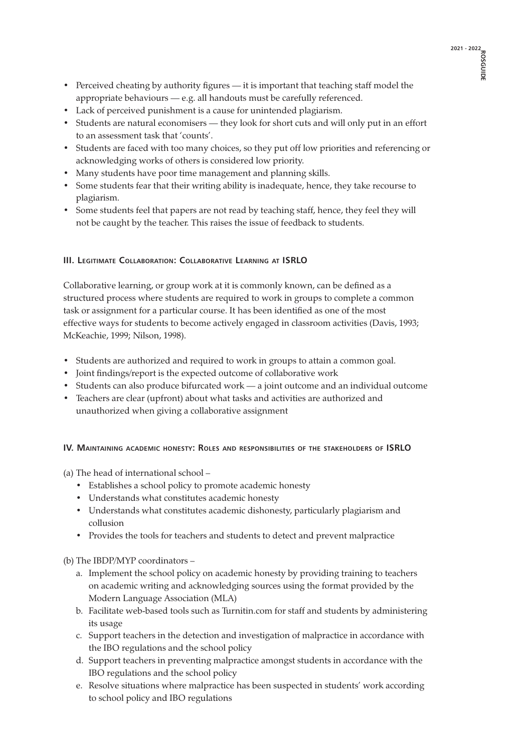- Perceived cheating by authority figures — it is important that teaching staff model the appropriate behaviours — e.g. all handouts must be carefully referenced.
- Lack of perceived punishment is a cause for unintended plagiarism.
- Students are natural economisers — they look for short cuts and will only put in an effort to an assessment task that 'counts'.
- Students are faced with too many choices, so they put off low priorities and referencing or acknowledging works of others is considered low priority.
- Many students have poor time management and planning skills.
- Some students fear that their writing ability is inadequate, hence, they take recourse to plagiarism.
- Some students feel that papers are not read by teaching staff, hence, they feel they will not be caught by the teacher. This raises the issue of feedback to students.

### III. Legitimate Collaboration: Collaborative Learning at ISRLO

Collaborative learning, or group work at it is commonly known, can be defined as a structured process where students are required to work in groups to complete a common task or assignment for a particular course. It has been identified as one of the most effective ways for students to become actively engaged in classroom activities (Davis, 1993; McKeachie, 1999; Nilson, 1998).

- Students are authorized and required to work in groups to attain a common goal.
- Joint findings/report is the expected outcome of collaborative work
- Students can also produce bifurcated work — a joint outcome and an individual outcome
- Teachers are clear (upfront) about what tasks and activities are authorized and unauthorized when giving a collaborative assignment

### IV. Maintaining academic honesty: Roles and responsibilities of the stakeholders of ISRLO

(a) The head of international school –

- Establishes a school policy to promote academic honesty
- Understands what constitutes academic honesty
- Understands what constitutes academic dishonesty, particularly plagiarism and collusion
- Provides the tools for teachers and students to detect and prevent malpractice

(b) The IBDP/MYP coordinators –

a. Implement the school policy on academic honesty by providing training to teachers on academic writing and acknowledging sources using the format provided by the Modern Language Association (MLA)
b. Facilitate web-based tools such as Turnitin.com for staff and students by administering its usage
c. Support teachers in the detection and investigation of malpractice in accordance with the IBO regulations and the school policy
d. Support teachers in preventing malpractice amongst students in accordance with the IBO regulations and the school policy
e. Resolve situations where malpractice has been suspected in students' work according to school policy and IBO regulations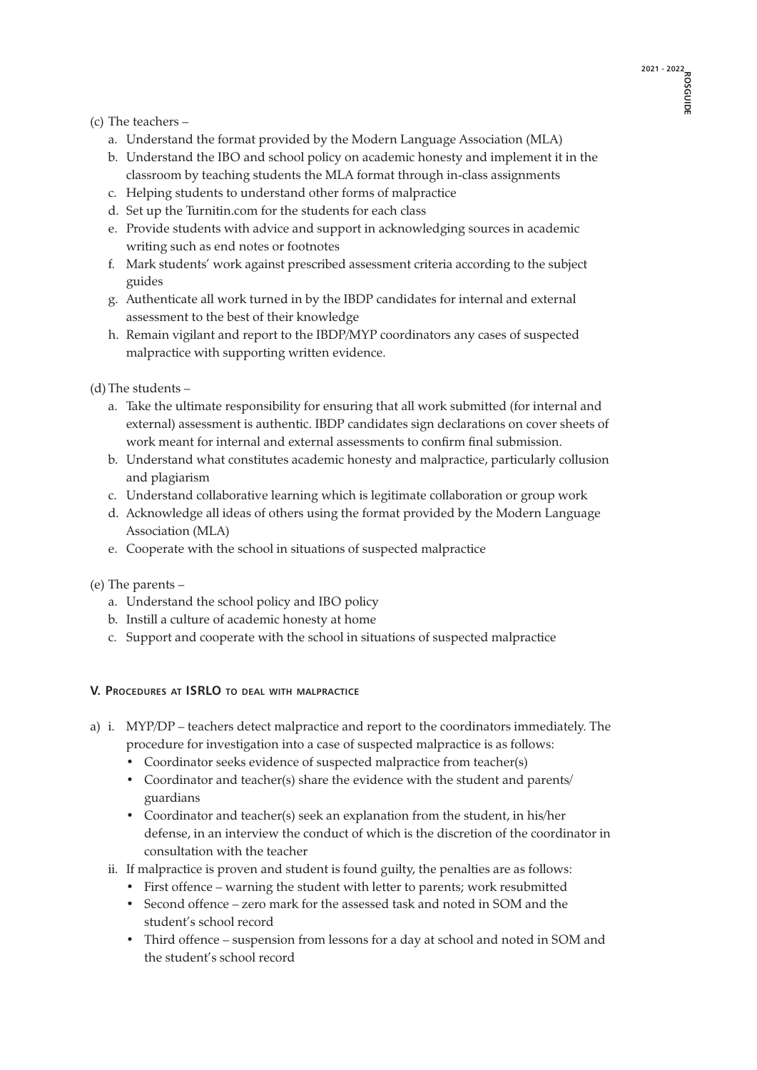(c) The teachers –

a. Understand the format provided by the Modern Language Association (MLA)
b. Understand the IBO and school policy on academic honesty and implement it in the classroom by teaching students the MLA format through in-class assignments
c. Helping students to understand other forms of malpractice
d. Set up the Turnitin.com for the students for each class
e. Provide students with advice and support in acknowledging sources in academic writing such as end notes or footnotes
f. Mark students' work against prescribed assessment criteria according to the subject guides
g. Authenticate all work turned in by the IBDP candidates for internal and external assessment to the best of their knowledge
h. Remain vigilant and report to the IBDP/MYP coordinators any cases of suspected malpractice with supporting written evidence.

(d) The students –

a. Take the ultimate responsibility for ensuring that all work submitted (for internal and external) assessment is authentic. IBDP candidates sign declarations on cover sheets of work meant for internal and external assessments to confirm final submission.
b. Understand what constitutes academic honesty and malpractice, particularly collusion and plagiarism
c. Understand collaborative learning which is legitimate collaboration or group work
d. Acknowledge all ideas of others using the format provided by the Modern Language Association (MLA)
e. Cooperate with the school in situations of suspected malpractice

(e) The parents –

a. Understand the school policy and IBO policy
b. Instill a culture of academic honesty at home
c. Support and cooperate with the school in situations of suspected malpractice

### V. Procedures at ISRLO to deal with malpractice

a) i. MYP/DP – teachers detect malpractice and report to the coordinators immediately. The procedure for investigation into a case of suspected malpractice is as follows:
   - Coordinator seeks evidence of suspected malpractice from teacher(s)
   - Coordinator and teacher(s) share the evidence with the student and parents/guardians
   - Coordinator and teacher(s) seek an explanation from the student, in his/her defense, in an interview the conduct of which is the discretion of the coordinator in consultation with the teacher

   ii. If malpractice is proven and student is found guilty, the penalties are as follows:
   - First offence – warning the student with letter to parents; work resubmitted
   - Second offence – zero mark for the assessed task and noted in SOM and the student's school record
   - Third offence – suspension from lessons for a day at school and noted in SOM and the student's school record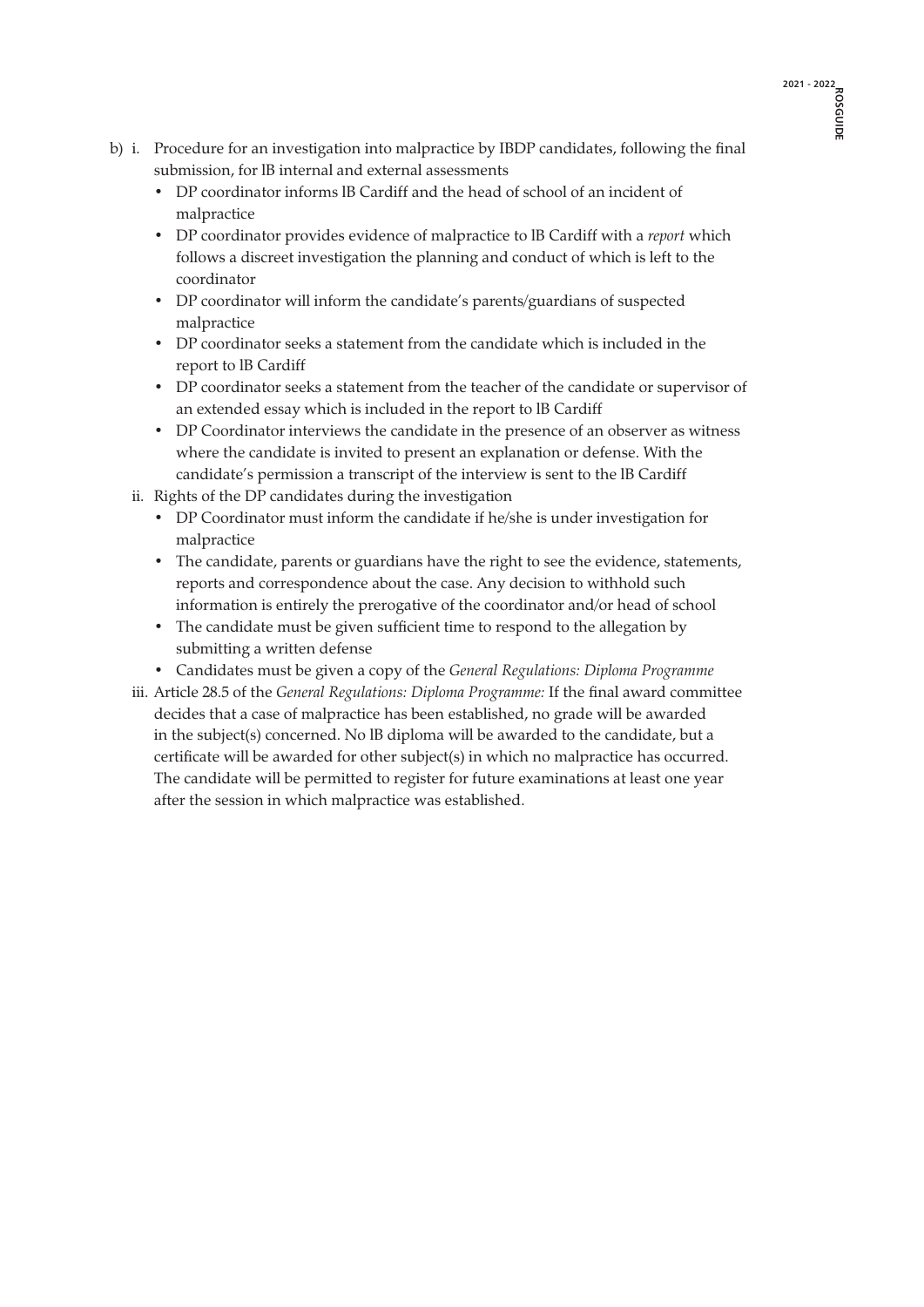b) i. Procedure for an investigation into malpractice by IBDP candidates, following the final submission, for IB internal and external assessments

- DP coordinator informs IB Cardiff and the head of school of an incident of malpractice
- DP coordinator provides evidence of malpractice to IB Cardiff with a *report* which follows a discreet investigation the planning and conduct of which is left to the coordinator
- DP coordinator will inform the candidate's parents/guardians of suspected malpractice
- DP coordinator seeks a statement from the candidate which is included in the report to IB Cardiff
- DP coordinator seeks a statement from the teacher of the candidate or supervisor of an extended essay which is included in the report to IB Cardiff
- DP Coordinator interviews the candidate in the presence of an observer as witness where the candidate is invited to present an explanation or defense. With the candidate's permission a transcript of the interview is sent to the IB Cardiff

ii. Rights of the DP candidates during the investigation

- DP Coordinator must inform the candidate if he/she is under investigation for malpractice
- The candidate, parents or guardians have the right to see the evidence, statements, reports and correspondence about the case. Any decision to withhold such information is entirely the prerogative of the coordinator and/or head of school
- The candidate must be given sufficient time to respond to the allegation by submitting a written defense
- Candidates must be given a copy of the *General Regulations: Diploma Programme*

iii. Article 28.5 of the *General Regulations: Diploma Programme:* If the final award committee decides that a case of malpractice has been established, no grade will be awarded in the subject(s) concerned. No IB diploma will be awarded to the candidate, but a certificate will be awarded for other subject(s) in which no malpractice has occurred. The candidate will be permitted to register for future examinations at least one year after the session in which malpractice was established.